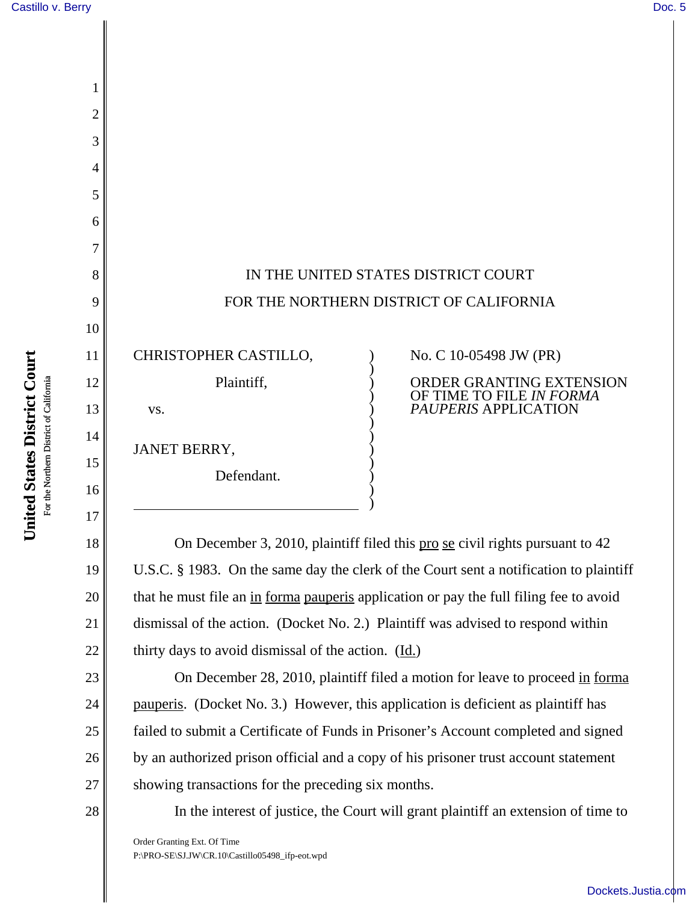IN THE UNITED STATES DISTRICT COURT

FOR THE NORTHERN DISTRICT OF CALIFORNIA

CHRISTOPHER CASTILLO,

Plaintiff,

vs.

JANET BERRY,

Defendant.

No. C 10-05498 JW (PR)

ORDER GRANTING EXTENSION OF TIME TO FILE *IN FORMA PAUPERIS* APPLICATION

On December 3, 2010, plaintiff filed this pro se civil rights pursuant to 42 U.S.C. § 1983. On the same day the clerk of the Court sent a notification to plaintiff that he must file an in forma pauperis application or pay the full filing fee to avoid dismissal of the action. (Docket No. 2.) Plaintiff was advised to respond within thirty days to avoid dismissal of the action. (Id.)

On December 28, 2010, plaintiff filed a motion for leave to proceed in forma pauperis. (Docket No. 3.) However, this application is deficient as plaintiff has failed to submit a Certificate of Funds in Prisoner's Account completed and signed by an authorized prison official and a copy of his prisoner trust account statement showing transactions for the preceding six months.

In the interest of justice, the Court will grant plaintiff an extension of time to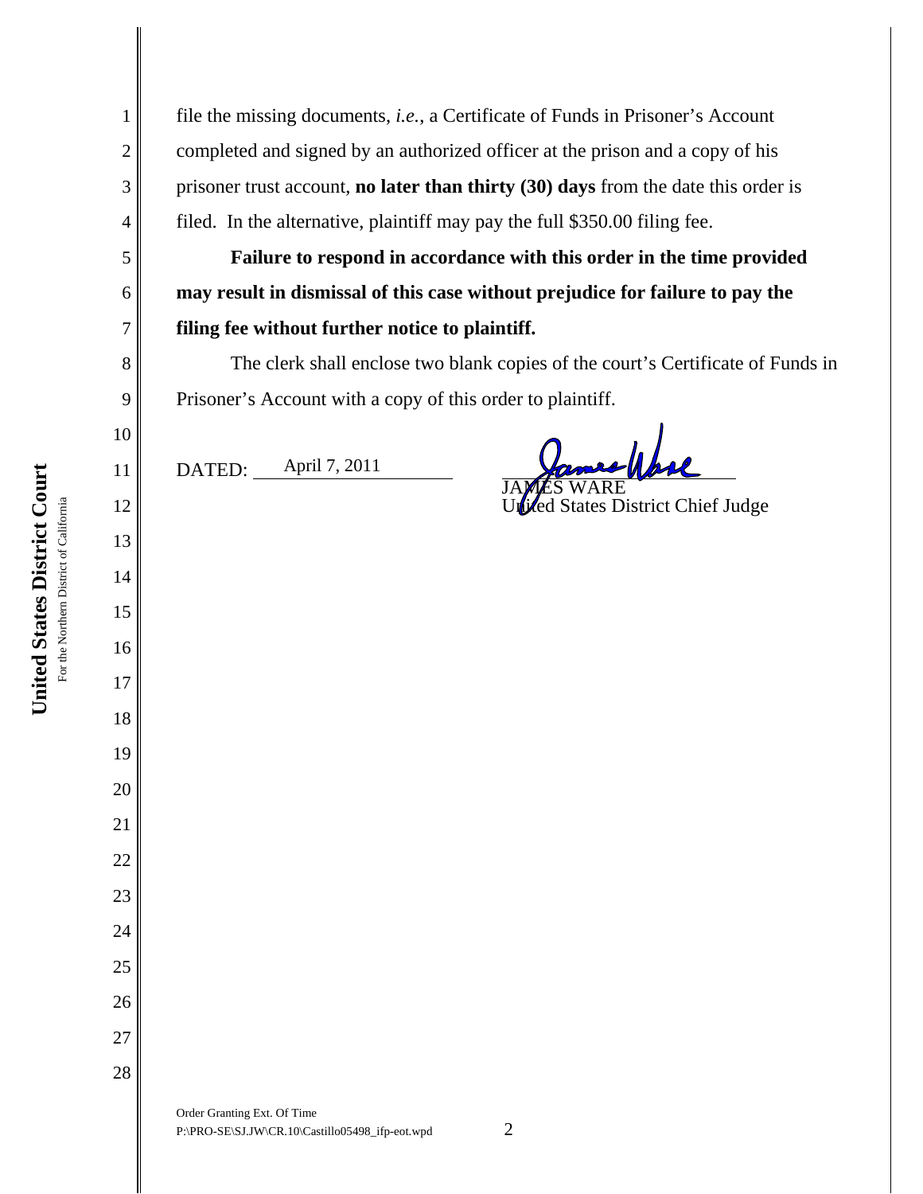file the missing documents, *i.e.*, a Certificate of Funds in Prisoner's Account completed and signed by an authorized officer at the prison and a copy of his prisoner trust account, **no later than thirty (30) days** from the date this order is filed. In the alternative, plaintiff may pay the full $350.00 filing fee.

**Failure to respond in accordance with this order in the time provided may result in dismissal of this case without prejudice for failure to pay the filing fee without further notice to plaintiff.**

The clerk shall enclose two blank copies of the court's Certificate of Funds in Prisoner's Account with a copy of this order to plaintiff.

DATED: April 7, 2011

JAMES WARE
United States District Chief Judge

Order Granting Ext. Of Time
P:\PRO-SE\SJ.JW\CR.10\Castillo05498_ifp-eot.wpd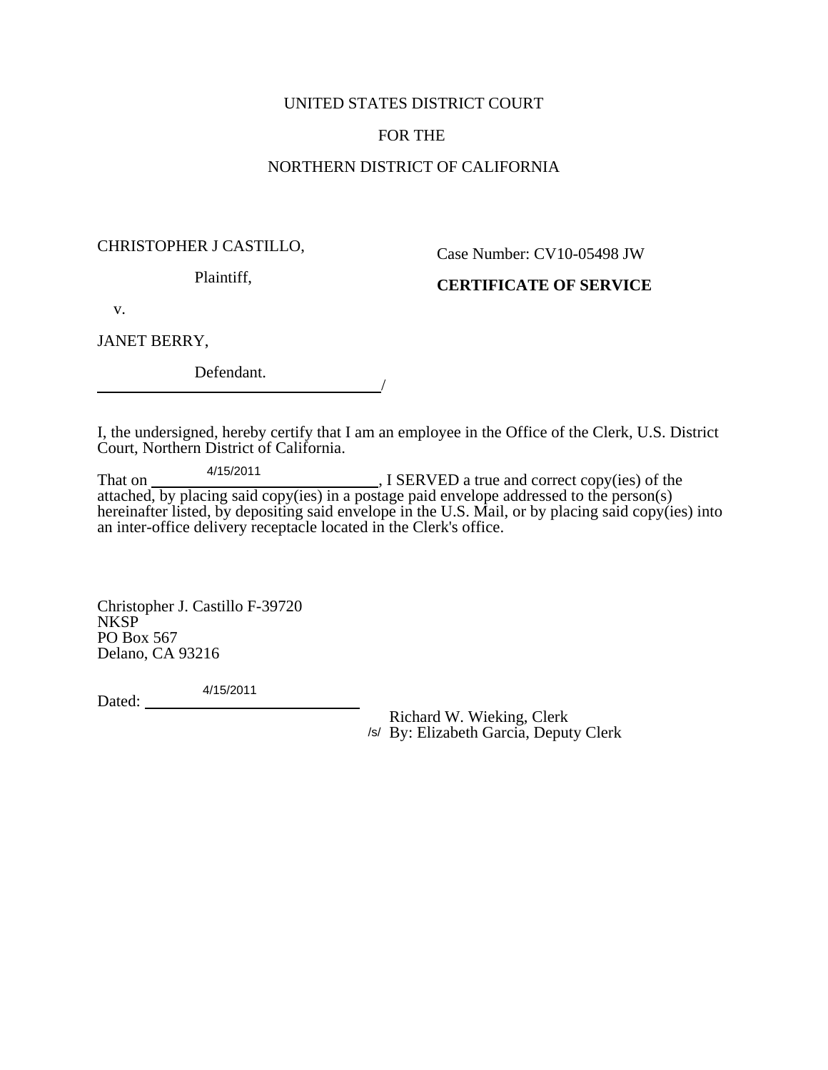UNITED STATES DISTRICT COURT

FOR THE

NORTHERN DISTRICT OF CALIFORNIA

CHRISTOPHER J CASTILLO,

Plaintiff,

v.

JANET BERRY,

Defendant.

______________________________/

Case Number: CV10-05498 JW

**CERTIFICATE OF SERVICE**

I, the undersigned, hereby certify that I am an employee in the Office of the Clerk, U.S. District Court, Northern District of California.

That on 4/15/2011, I SERVED a true and correct copy(ies) of the attached, by placing said copy(ies) in a postage paid envelope addressed to the person(s) hereinafter listed, by depositing said envelope in the U.S. Mail, or by placing said copy(ies) into an inter-office delivery receptacle located in the Clerk's office.

Christopher J. Castillo F-39720
NKSP
PO Box 567
Delano, CA 93216

Dated: 4/15/2011

Richard W. Wieking, Clerk
/s/ By: Elizabeth Garcia, Deputy Clerk